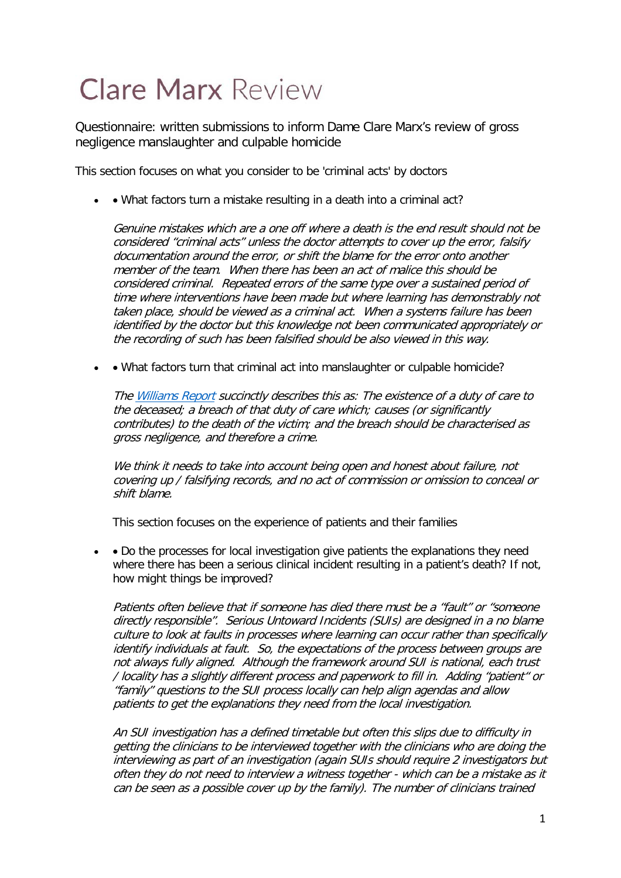# Clare Marx Review

Questionnaire: written submissions to inform Dame Clare Marx's review of gross negligence manslaughter and culpable homicide

This section focuses on what you consider to be 'criminal acts' by doctors

- • What factors turn a mistake resulting in a death into a criminal act?

  *Genuine mistakes which are a one off where a death is the end result should not be considered "criminal acts" unless the doctor attempts to cover up the error, falsify documentation around the error, or shift the blame for the error onto another member of the team. When there has been an act of malice this should be considered criminal. Repeated errors of the same type over a sustained period of time where interventions have been made but where learning has demonstrably not taken place, should be viewed as a criminal act. When a systems failure has been identified by the doctor but this knowledge not been communicated appropriately or the recording of such has been falsified should be also viewed in this way.*

- • What factors turn that criminal act into manslaughter or culpable homicide?

  *The [Williams Report]() succinctly describes this as: The existence of a duty of care to the deceased; a breach of that duty of care which; causes (or significantly contributes) to the death of the victim; and the breach should be characterised as gross negligence, and therefore a crime.*

  *We think it needs to take into account being open and honest about failure, not covering up / falsifying records, and no act of commission or omission to conceal or shift blame.*

  This section focuses on the experience of patients and their families

- • Do the processes for local investigation give patients the explanations they need where there has been a serious clinical incident resulting in a patient's death? If not, how might things be improved?

  *Patients often believe that if someone has died there must be a "fault" or "someone directly responsible". Serious Untoward Incidents (SUIs) are designed in a no blame culture to look at faults in processes where learning can occur rather than specifically identify individuals at fault. So, the expectations of the process between groups are not always fully aligned. Although the framework around SUI is national, each trust / locality has a slightly different process and paperwork to fill in. Adding "patient" or "family" questions to the SUI process locally can help align agendas and allow patients to get the explanations they need from the local investigation.*

  *An SUI investigation has a defined timetable but often this slips due to difficulty in getting the clinicians to be interviewed together with the clinicians who are doing the interviewing as part of an investigation (again SUIs should require 2 investigators but often they do not need to interview a witness together - which can be a mistake as it can be seen as a possible cover up by the family). The number of clinicians trained*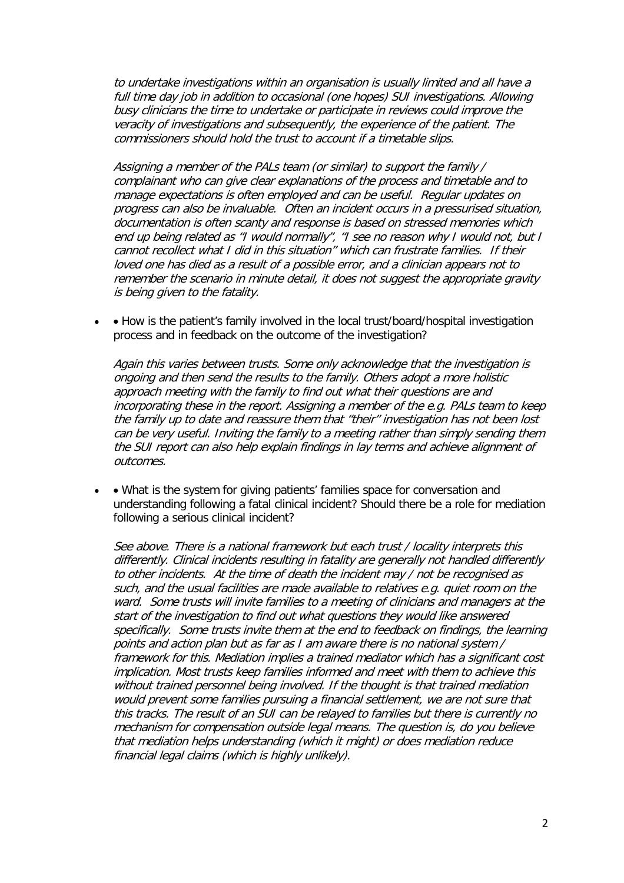*to undertake investigations within an organisation is usually limited and all have a full time day job in addition to occasional (one hopes) SUI investigations. Allowing busy clinicians the time to undertake or participate in reviews could improve the veracity of investigations and subsequently, the experience of the patient. The commissioners should hold the trust to account if a timetable slips.*

*Assigning a member of the PALs team (or similar) to support the family / complainant who can give clear explanations of the process and timetable and to manage expectations is often employed and can be useful. Regular updates on progress can also be invaluable. Often an incident occurs in a pressurised situation, documentation is often scanty and response is based on stressed memories which end up being related as "I would normally", "I see no reason why I would not, but I cannot recollect what I did in this situation" which can frustrate families. If their loved one has died as a result of a possible error, and a clinician appears not to remember the scenario in minute detail, it does not suggest the appropriate gravity is being given to the fatality.*

- • How is the patient's family involved in the local trust/board/hospital investigation process and in feedback on the outcome of the investigation?

  *Again this varies between trusts. Some only acknowledge that the investigation is ongoing and then send the results to the family. Others adopt a more holistic approach meeting with the family to find out what their questions are and incorporating these in the report. Assigning a member of the e.g. PALs team to keep the family up to date and reassure them that "their" investigation has not been lost can be very useful. Inviting the family to a meeting rather than simply sending them the SUI report can also help explain findings in lay terms and achieve alignment of outcomes.*

- • What is the system for giving patients' families space for conversation and understanding following a fatal clinical incident? Should there be a role for mediation following a serious clinical incident?

  *See above. There is a national framework but each trust / locality interprets this differently. Clinical incidents resulting in fatality are generally not handled differently to other incidents. At the time of death the incident may / not be recognised as such, and the usual facilities are made available to relatives e.g. quiet room on the ward. Some trusts will invite families to a meeting of clinicians and managers at the start of the investigation to find out what questions they would like answered specifically. Some trusts invite them at the end to feedback on findings, the learning points and action plan but as far as I am aware there is no national system / framework for this. Mediation implies a trained mediator which has a significant cost implication. Most trusts keep families informed and meet with them to achieve this without trained personnel being involved. If the thought is that trained mediation would prevent some families pursuing a financial settlement, we are not sure that this tracks. The result of an SUI can be relayed to families but there is currently no mechanism for compensation outside legal means. The question is, do you believe that mediation helps understanding (which it might) or does mediation reduce financial legal claims (which is highly unlikely).*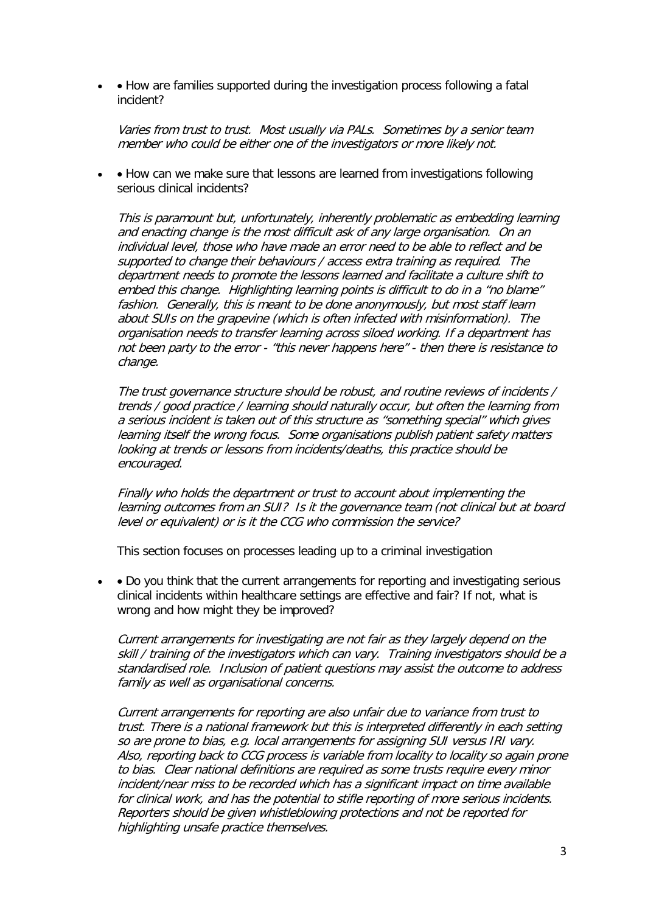- • How are families supported during the investigation process following a fatal incident?

  *Varies from trust to trust. Most usually via PALs. Sometimes by a senior team member who could be either one of the investigators or more likely not.*

- • How can we make sure that lessons are learned from investigations following serious clinical incidents?

  *This is paramount but, unfortunately, inherently problematic as embedding learning and enacting change is the most difficult ask of any large organisation. On an individual level, those who have made an error need to be able to reflect and be supported to change their behaviours / access extra training as required. The department needs to promote the lessons learned and facilitate a culture shift to embed this change. Highlighting learning points is difficult to do in a "no blame" fashion. Generally, this is meant to be done anonymously, but most staff learn about SUIs on the grapevine (which is often infected with misinformation). The organisation needs to transfer learning across siloed working. If a department has not been party to the error - "this never happens here" - then there is resistance to change.*

  *The trust governance structure should be robust, and routine reviews of incidents / trends / good practice / learning should naturally occur, but often the learning from a serious incident is taken out of this structure as "something special" which gives learning itself the wrong focus. Some organisations publish patient safety matters looking at trends or lessons from incidents/deaths, this practice should be encouraged.*

  *Finally who holds the department or trust to account about implementing the learning outcomes from an SUI? Is it the governance team (not clinical but at board level or equivalent) or is it the CCG who commission the service?*

  This section focuses on processes leading up to a criminal investigation

- • Do you think that the current arrangements for reporting and investigating serious clinical incidents within healthcare settings are effective and fair? If not, what is wrong and how might they be improved?

  *Current arrangements for investigating are not fair as they largely depend on the skill / training of the investigators which can vary. Training investigators should be a standardised role. Inclusion of patient questions may assist the outcome to address family as well as organisational concerns.*

  *Current arrangements for reporting are also unfair due to variance from trust to trust. There is a national framework but this is interpreted differently in each setting so are prone to bias, e.g. local arrangements for assigning SUI versus IRI vary. Also, reporting back to CCG process is variable from locality to locality so again prone to bias. Clear national definitions are required as some trusts require every minor incident/near miss to be recorded which has a significant impact on time available for clinical work, and has the potential to stifle reporting of more serious incidents. Reporters should be given whistleblowing protections and not be reported for highlighting unsafe practice themselves.*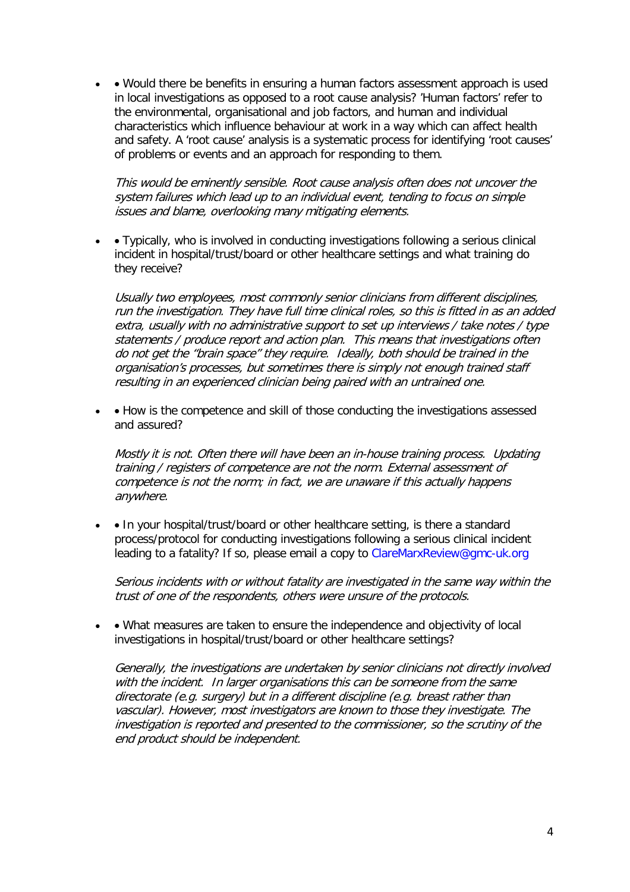- Would there be benefits in ensuring a human factors assessment approach is used in local investigations as opposed to a root cause analysis? 'Human factors' refer to the environmental, organisational and job factors, and human and individual characteristics which influence behaviour at work in a way which can affect health and safety. A 'root cause' analysis is a systematic process for identifying 'root causes' of problems or events and an approach for responding to them.

  *This would be eminently sensible. Root cause analysis often does not uncover the system failures which lead up to an individual event, tending to focus on simple issues and blame, overlooking many mitigating elements.*

- Typically, who is involved in conducting investigations following a serious clinical incident in hospital/trust/board or other healthcare settings and what training do they receive?

  *Usually two employees, most commonly senior clinicians from different disciplines, run the investigation. They have full time clinical roles, so this is fitted in as an added extra, usually with no administrative support to set up interviews / take notes / type statements / produce report and action plan. This means that investigations often do not get the "brain space" they require. Ideally, both should be trained in the organisation's processes, but sometimes there is simply not enough trained staff resulting in an experienced clinician being paired with an untrained one.*

- How is the competence and skill of those conducting the investigations assessed and assured?

  *Mostly it is not. Often there will have been an in-house training process. Updating training / registers of competence are not the norm. External assessment of competence is not the norm; in fact, we are unaware if this actually happens anywhere.*

- In your hospital/trust/board or other healthcare setting, is there a standard process/protocol for conducting investigations following a serious clinical incident leading to a fatality? If so, please email a copy to ClareMarxReview@gmc-uk.org

  *Serious incidents with or without fatality are investigated in the same way within the trust of one of the respondents, others were unsure of the protocols.*

- What measures are taken to ensure the independence and objectivity of local investigations in hospital/trust/board or other healthcare settings?

  *Generally, the investigations are undertaken by senior clinicians not directly involved with the incident. In larger organisations this can be someone from the same directorate (e.g. surgery) but in a different discipline (e.g. breast rather than vascular). However, most investigators are known to those they investigate. The investigation is reported and presented to the commissioner, so the scrutiny of the end product should be independent.*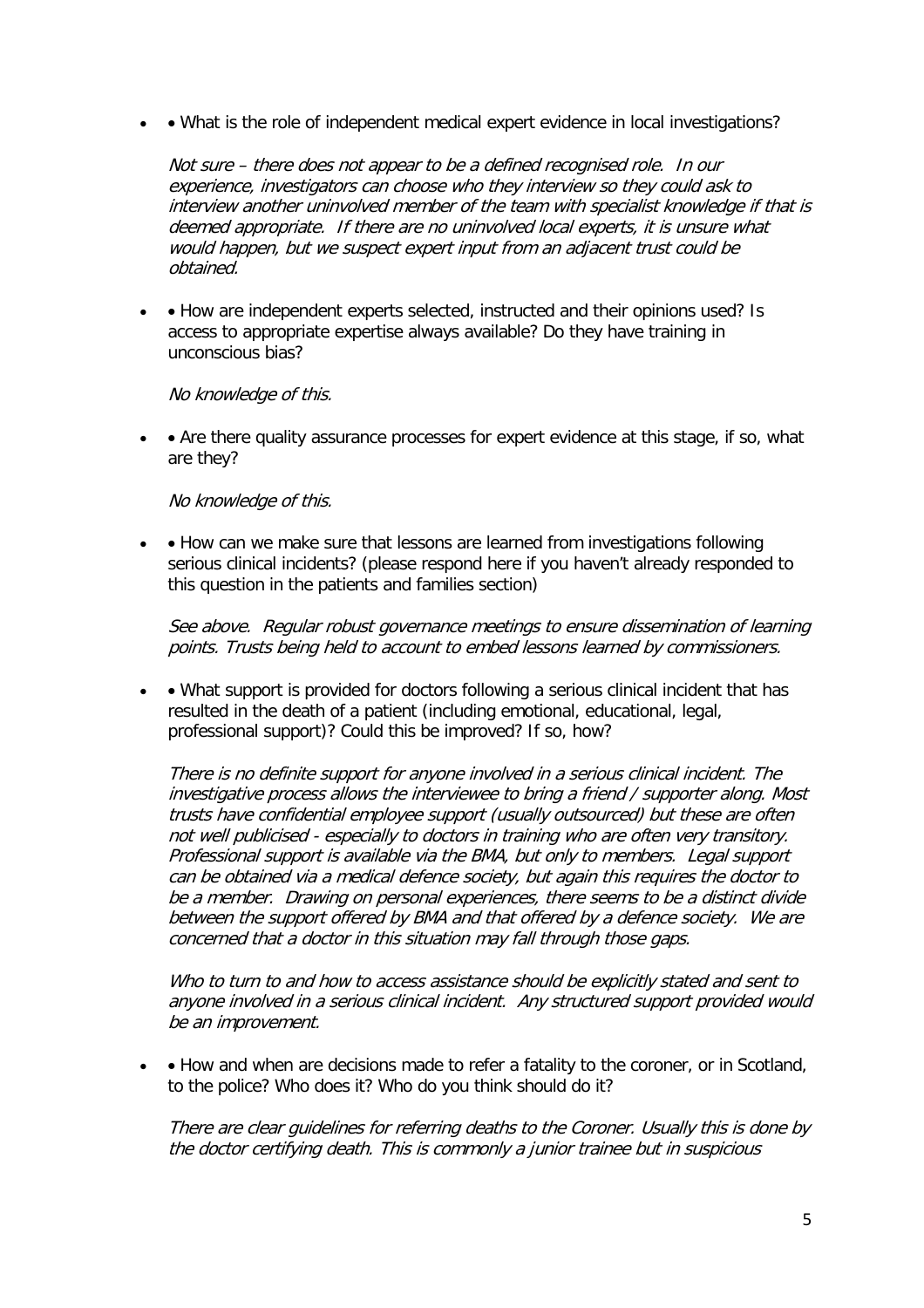- • What is the role of independent medical expert evidence in local investigations?

  *Not sure – there does not appear to be a defined recognised role. In our experience, investigators can choose who they interview so they could ask to interview another uninvolved member of the team with specialist knowledge if that is deemed appropriate. If there are no uninvolved local experts, it is unsure what would happen, but we suspect expert input from an adjacent trust could be obtained.*

- • How are independent experts selected, instructed and their opinions used? Is access to appropriate expertise always available? Do they have training in unconscious bias?

  *No knowledge of this.*

- • Are there quality assurance processes for expert evidence at this stage, if so, what are they?

  *No knowledge of this.*

- • How can we make sure that lessons are learned from investigations following serious clinical incidents? (please respond here if you haven't already responded to this question in the patients and families section)

  *See above. Regular robust governance meetings to ensure dissemination of learning points. Trusts being held to account to embed lessons learned by commissioners.*

- • What support is provided for doctors following a serious clinical incident that has resulted in the death of a patient (including emotional, educational, legal, professional support)? Could this be improved? If so, how?

  *There is no definite support for anyone involved in a serious clinical incident. The investigative process allows the interviewee to bring a friend / supporter along. Most trusts have confidential employee support (usually outsourced) but these are often not well publicised - especially to doctors in training who are often very transitory. Professional support is available via the BMA, but only to members. Legal support can be obtained via a medical defence society, but again this requires the doctor to be a member. Drawing on personal experiences, there seems to be a distinct divide between the support offered by BMA and that offered by a defence society. We are concerned that a doctor in this situation may fall through those gaps.*

  *Who to turn to and how to access assistance should be explicitly stated and sent to anyone involved in a serious clinical incident. Any structured support provided would be an improvement.*

- • How and when are decisions made to refer a fatality to the coroner, or in Scotland, to the police? Who does it? Who do you think should do it?

  *There are clear guidelines for referring deaths to the Coroner. Usually this is done by the doctor certifying death. This is commonly a junior trainee but in suspicious*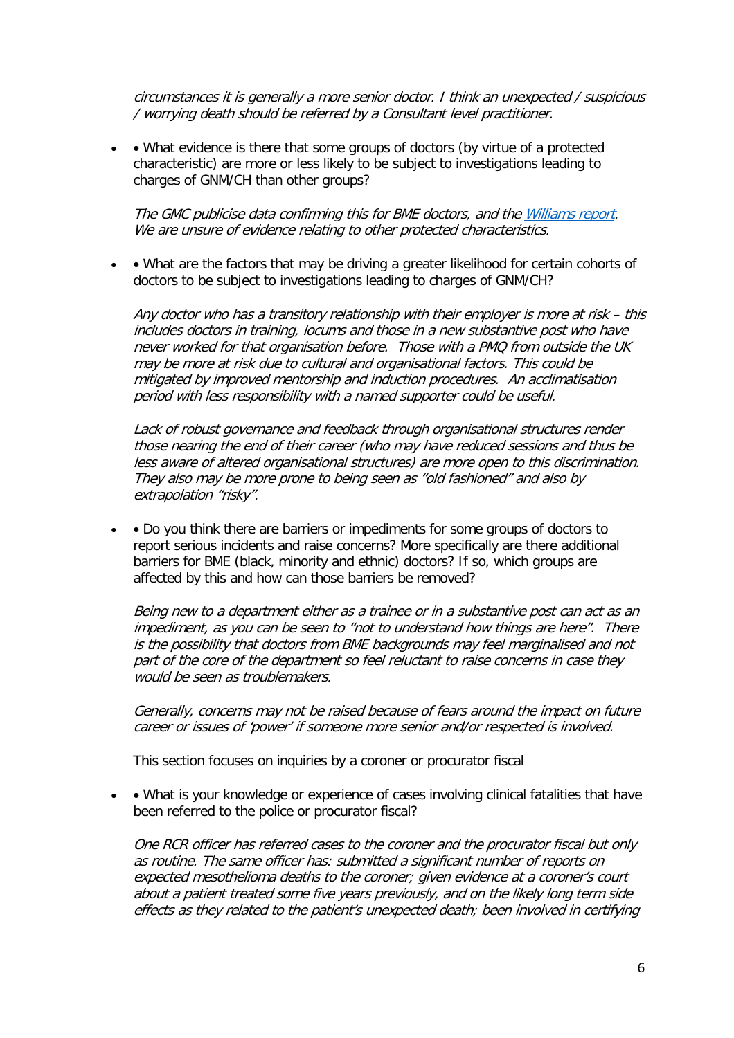*circumstances it is generally a more senior doctor. I think an unexpected / suspicious / worrying death should be referred by a Consultant level practitioner.*

- • What evidence is there that some groups of doctors (by virtue of a protected characteristic) are more or less likely to be subject to investigations leading to charges of GNM/CH than other groups?

  *The GMC publicise data confirming this for BME doctors, and the [Williams report](). We are unsure of evidence relating to other protected characteristics.*

- • What are the factors that may be driving a greater likelihood for certain cohorts of doctors to be subject to investigations leading to charges of GNM/CH?

  *Any doctor who has a transitory relationship with their employer is more at risk – this includes doctors in training, locums and those in a new substantive post who have never worked for that organisation before. Those with a PMQ from outside the UK may be more at risk due to cultural and organisational factors. This could be mitigated by improved mentorship and induction procedures. An acclimatisation period with less responsibility with a named supporter could be useful.*

  *Lack of robust governance and feedback through organisational structures render those nearing the end of their career (who may have reduced sessions and thus be less aware of altered organisational structures) are more open to this discrimination. They also may be more prone to being seen as "old fashioned" and also by extrapolation "risky".*

- • Do you think there are barriers or impediments for some groups of doctors to report serious incidents and raise concerns? More specifically are there additional barriers for BME (black, minority and ethnic) doctors? If so, which groups are affected by this and how can those barriers be removed?

  *Being new to a department either as a trainee or in a substantive post can act as an impediment, as you can be seen to "not to understand how things are here". There is the possibility that doctors from BME backgrounds may feel marginalised and not part of the core of the department so feel reluctant to raise concerns in case they would be seen as troublemakers.*

  *Generally, concerns may not be raised because of fears around the impact on future career or issues of 'power' if someone more senior and/or respected is involved.*

  This section focuses on inquiries by a coroner or procurator fiscal

- • What is your knowledge or experience of cases involving clinical fatalities that have been referred to the police or procurator fiscal?

  *One RCR officer has referred cases to the coroner and the procurator fiscal but only as routine. The same officer has: submitted a significant number of reports on expected mesothelioma deaths to the coroner; given evidence at a coroner's court about a patient treated some five years previously, and on the likely long term side effects as they related to the patient's unexpected death; been involved in certifying*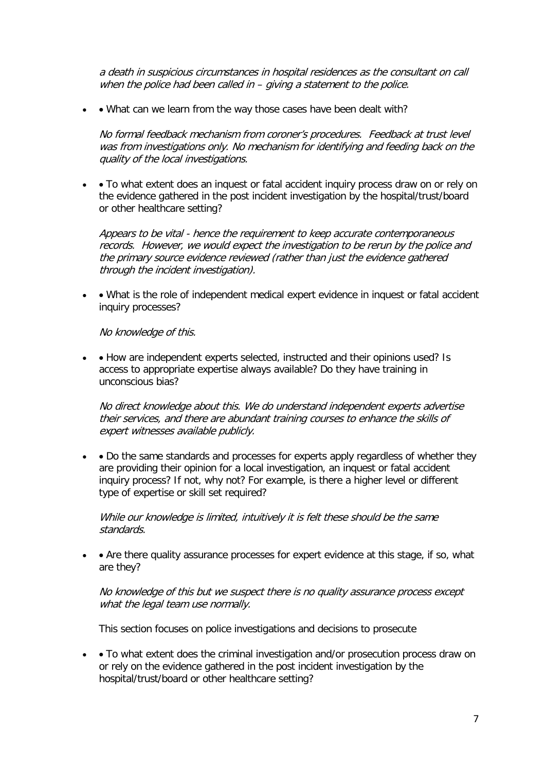*a death in suspicious circumstances in hospital residences as the consultant on call when the police had been called in – giving a statement to the police.*

- • What can we learn from the way those cases have been dealt with?

  *No formal feedback mechanism from coroner's procedures. Feedback at trust level was from investigations only. No mechanism for identifying and feeding back on the quality of the local investigations.*

- • To what extent does an inquest or fatal accident inquiry process draw on or rely on the evidence gathered in the post incident investigation by the hospital/trust/board or other healthcare setting?

  *Appears to be vital - hence the requirement to keep accurate contemporaneous records. However, we would expect the investigation to be rerun by the police and the primary source evidence reviewed (rather than just the evidence gathered through the incident investigation).*

- • What is the role of independent medical expert evidence in inquest or fatal accident inquiry processes?

  *No knowledge of this.*

- • How are independent experts selected, instructed and their opinions used? Is access to appropriate expertise always available? Do they have training in unconscious bias?

  *No direct knowledge about this. We do understand independent experts advertise their services, and there are abundant training courses to enhance the skills of expert witnesses available publicly.*

- • Do the same standards and processes for experts apply regardless of whether they are providing their opinion for a local investigation, an inquest or fatal accident inquiry process? If not, why not? For example, is there a higher level or different type of expertise or skill set required?

  *While our knowledge is limited, intuitively it is felt these should be the same standards.*

- • Are there quality assurance processes for expert evidence at this stage, if so, what are they?

  *No knowledge of this but we suspect there is no quality assurance process except what the legal team use normally.*

  This section focuses on police investigations and decisions to prosecute

- • To what extent does the criminal investigation and/or prosecution process draw on or rely on the evidence gathered in the post incident investigation by the hospital/trust/board or other healthcare setting?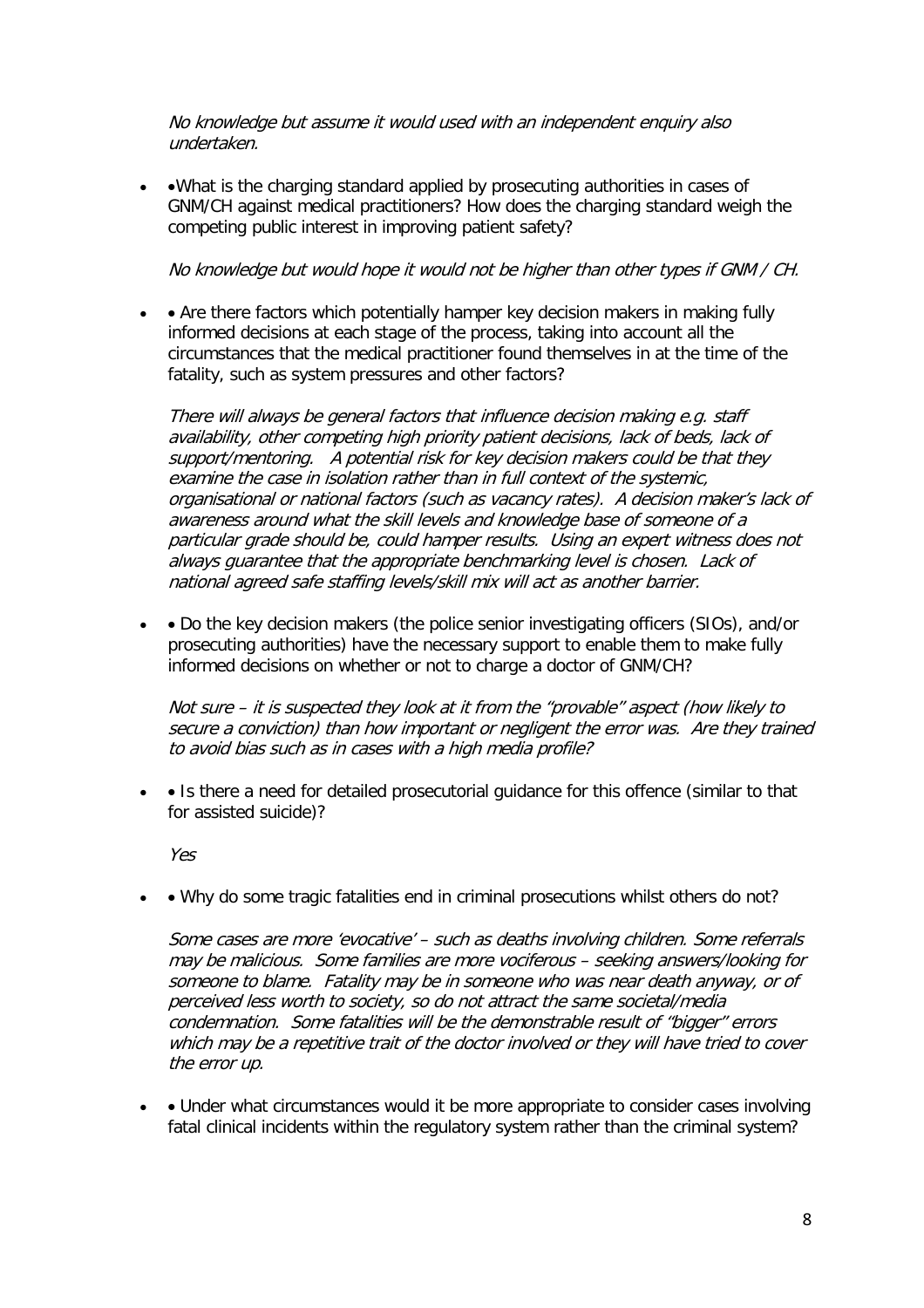*No knowledge but assume it would used with an independent enquiry also undertaken.*

- •What is the charging standard applied by prosecuting authorities in cases of GNM/CH against medical practitioners? How does the charging standard weigh the competing public interest in improving patient safety?

  *No knowledge but would hope it would not be higher than other types if GNM / CH.*

- • Are there factors which potentially hamper key decision makers in making fully informed decisions at each stage of the process, taking into account all the circumstances that the medical practitioner found themselves in at the time of the fatality, such as system pressures and other factors?

  *There will always be general factors that influence decision making e.g. staff availability, other competing high priority patient decisions, lack of beds, lack of support/mentoring. A potential risk for key decision makers could be that they examine the case in isolation rather than in full context of the systemic, organisational or national factors (such as vacancy rates). A decision maker's lack of awareness around what the skill levels and knowledge base of someone of a particular grade should be, could hamper results. Using an expert witness does not always guarantee that the appropriate benchmarking level is chosen. Lack of national agreed safe staffing levels/skill mix will act as another barrier.*

- • Do the key decision makers (the police senior investigating officers (SIOs), and/or prosecuting authorities) have the necessary support to enable them to make fully informed decisions on whether or not to charge a doctor of GNM/CH?

  *Not sure – it is suspected they look at it from the "provable" aspect (how likely to secure a conviction) than how important or negligent the error was. Are they trained to avoid bias such as in cases with a high media profile?*

- • Is there a need for detailed prosecutorial guidance for this offence (similar to that for assisted suicide)?

  *Yes*

- • Why do some tragic fatalities end in criminal prosecutions whilst others do not?

  *Some cases are more 'evocative' – such as deaths involving children. Some referrals may be malicious. Some families are more vociferous – seeking answers/looking for someone to blame. Fatality may be in someone who was near death anyway, or of perceived less worth to society, so do not attract the same societal/media condemnation. Some fatalities will be the demonstrable result of "bigger" errors which may be a repetitive trait of the doctor involved or they will have tried to cover the error up.*

- • Under what circumstances would it be more appropriate to consider cases involving fatal clinical incidents within the regulatory system rather than the criminal system?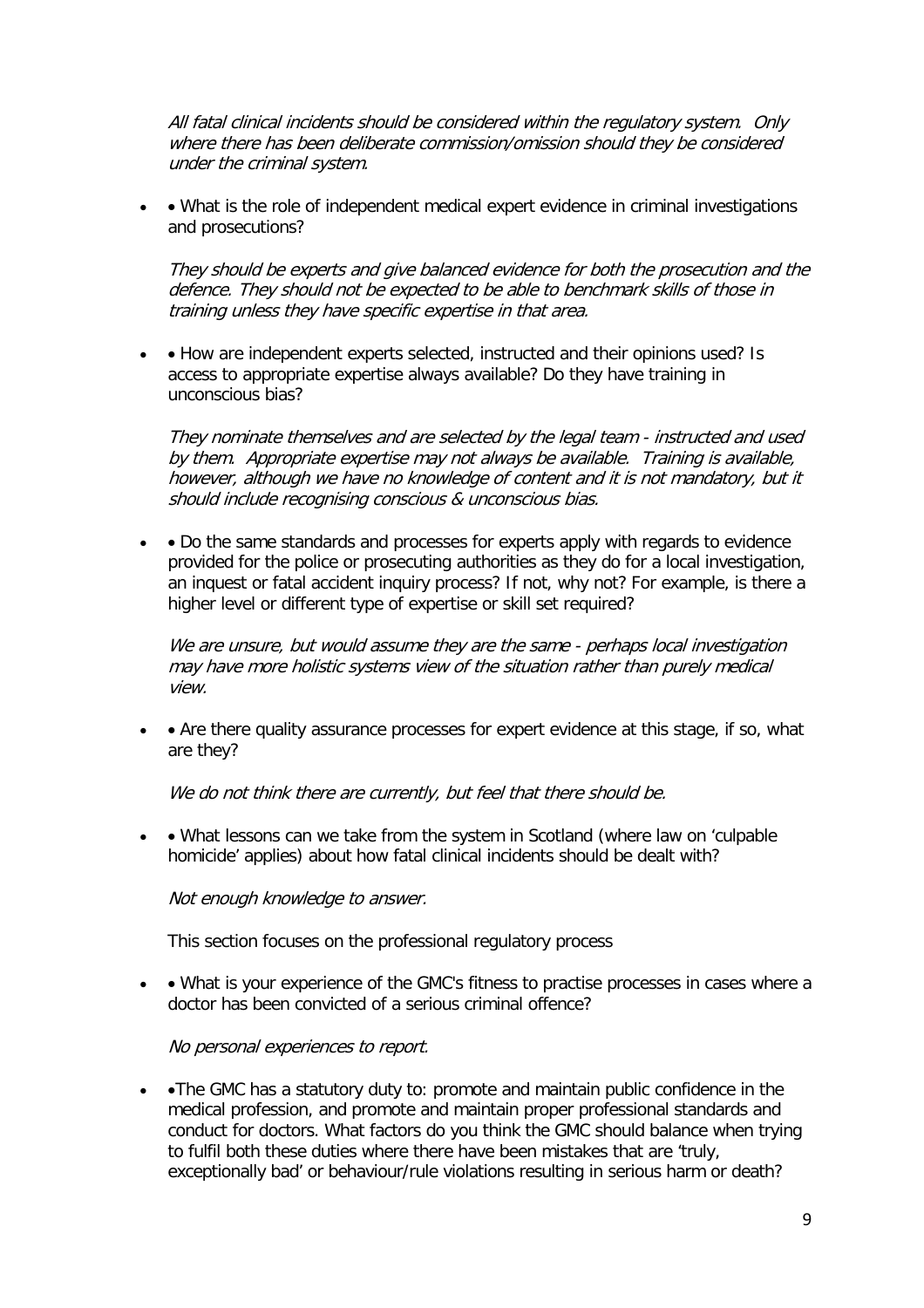*All fatal clinical incidents should be considered within the regulatory system. Only where there has been deliberate commission/omission should they be considered under the criminal system.*

- • What is the role of independent medical expert evidence in criminal investigations and prosecutions?

  *They should be experts and give balanced evidence for both the prosecution and the defence. They should not be expected to be able to benchmark skills of those in training unless they have specific expertise in that area.*

- • How are independent experts selected, instructed and their opinions used? Is access to appropriate expertise always available? Do they have training in unconscious bias?

  *They nominate themselves and are selected by the legal team - instructed and used by them. Appropriate expertise may not always be available. Training is available, however, although we have no knowledge of content and it is not mandatory, but it should include recognising conscious & unconscious bias.*

- • Do the same standards and processes for experts apply with regards to evidence provided for the police or prosecuting authorities as they do for a local investigation, an inquest or fatal accident inquiry process? If not, why not? For example, is there a higher level or different type of expertise or skill set required?

  *We are unsure, but would assume they are the same - perhaps local investigation may have more holistic systems view of the situation rather than purely medical view.*

- • Are there quality assurance processes for expert evidence at this stage, if so, what are they?

  *We do not think there are currently, but feel that there should be.*

- • What lessons can we take from the system in Scotland (where law on 'culpable homicide' applies) about how fatal clinical incidents should be dealt with?

  *Not enough knowledge to answer.*

  This section focuses on the professional regulatory process

- • What is your experience of the GMC's fitness to practise processes in cases where a doctor has been convicted of a serious criminal offence?

  *No personal experiences to report.*

- •The GMC has a statutory duty to: promote and maintain public confidence in the medical profession, and promote and maintain proper professional standards and conduct for doctors. What factors do you think the GMC should balance when trying to fulfil both these duties where there have been mistakes that are 'truly, exceptionally bad' or behaviour/rule violations resulting in serious harm or death?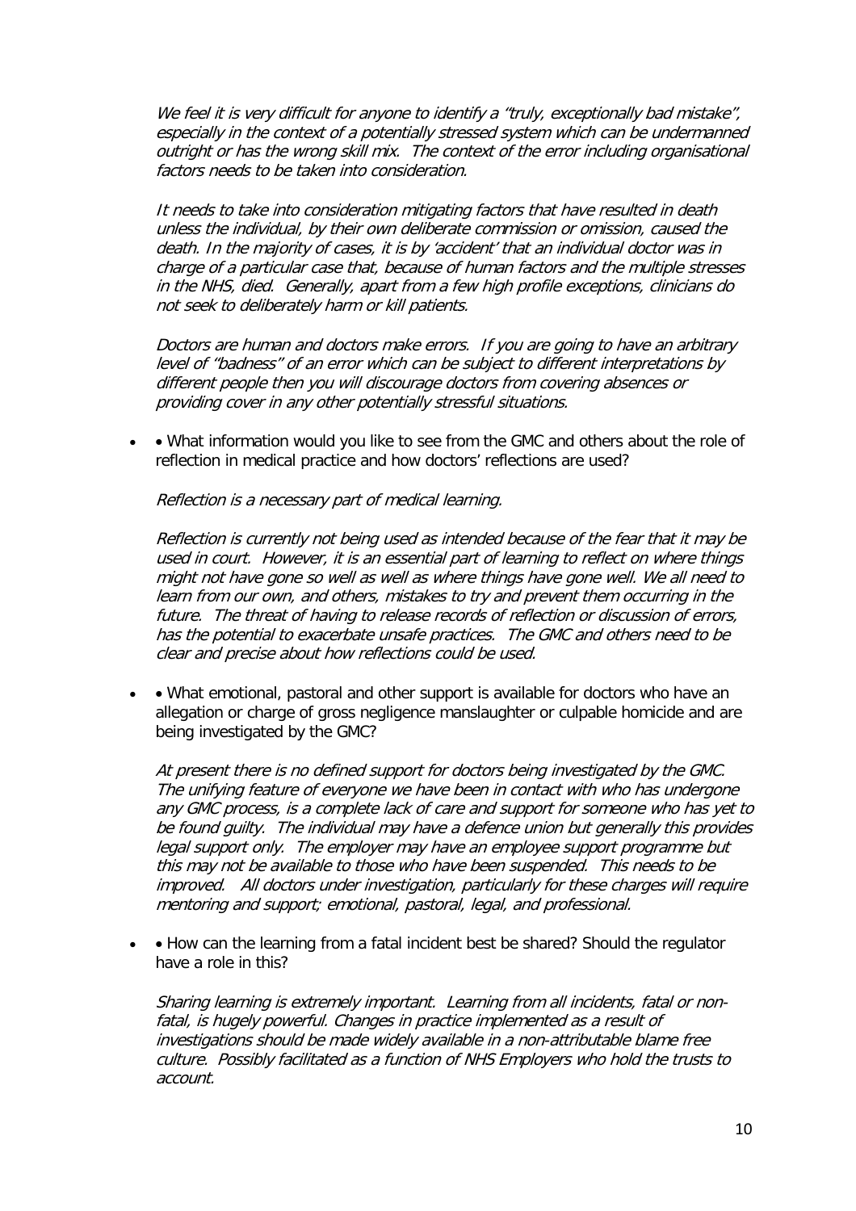*We feel it is very difficult for anyone to identify a "truly, exceptionally bad mistake", especially in the context of a potentially stressed system which can be undermanned outright or has the wrong skill mix. The context of the error including organisational factors needs to be taken into consideration.*

*It needs to take into consideration mitigating factors that have resulted in death unless the individual, by their own deliberate commission or omission, caused the death. In the majority of cases, it is by 'accident' that an individual doctor was in charge of a particular case that, because of human factors and the multiple stresses in the NHS, died. Generally, apart from a few high profile exceptions, clinicians do not seek to deliberately harm or kill patients.*

*Doctors are human and doctors make errors. If you are going to have an arbitrary level of "badness" of an error which can be subject to different interpretations by different people then you will discourage doctors from covering absences or providing cover in any other potentially stressful situations.*

- • What information would you like to see from the GMC and others about the role of reflection in medical practice and how doctors' reflections are used?

  *Reflection is a necessary part of medical learning.*

  *Reflection is currently not being used as intended because of the fear that it may be used in court. However, it is an essential part of learning to reflect on where things might not have gone so well as well as where things have gone well. We all need to learn from our own, and others, mistakes to try and prevent them occurring in the future. The threat of having to release records of reflection or discussion of errors, has the potential to exacerbate unsafe practices. The GMC and others need to be clear and precise about how reflections could be used.*

- • What emotional, pastoral and other support is available for doctors who have an allegation or charge of gross negligence manslaughter or culpable homicide and are being investigated by the GMC?

  *At present there is no defined support for doctors being investigated by the GMC. The unifying feature of everyone we have been in contact with who has undergone any GMC process, is a complete lack of care and support for someone who has yet to be found guilty. The individual may have a defence union but generally this provides legal support only. The employer may have an employee support programme but this may not be available to those who have been suspended. This needs to be improved. All doctors under investigation, particularly for these charges will require mentoring and support; emotional, pastoral, legal, and professional.*

- • How can the learning from a fatal incident best be shared? Should the regulator have a role in this?

  *Sharing learning is extremely important. Learning from all incidents, fatal or non-fatal, is hugely powerful. Changes in practice implemented as a result of investigations should be made widely available in a non-attributable blame free culture. Possibly facilitated as a function of NHS Employers who hold the trusts to account.*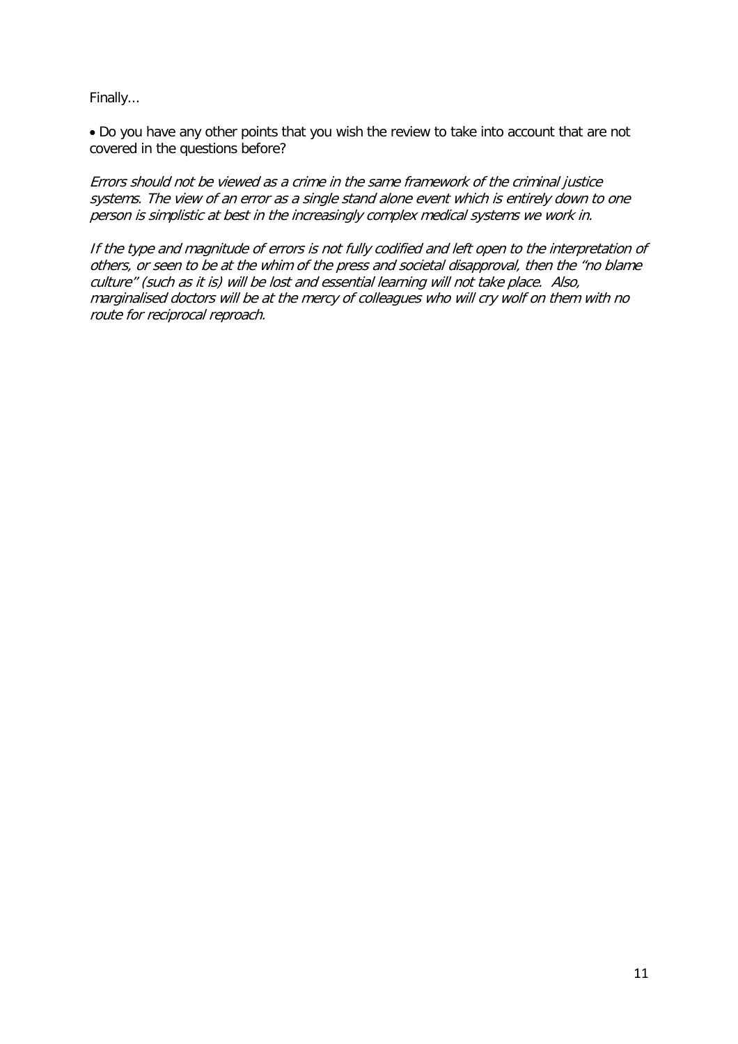Finally...

- Do you have any other points that you wish the review to take into account that are not covered in the questions before?

*Errors should not be viewed as a crime in the same framework of the criminal justice systems. The view of an error as a single stand alone event which is entirely down to one person is simplistic at best in the increasingly complex medical systems we work in.*

*If the type and magnitude of errors is not fully codified and left open to the interpretation of others, or seen to be at the whim of the press and societal disapproval, then the "no blame culture" (such as it is) will be lost and essential learning will not take place. Also, marginalised doctors will be at the mercy of colleagues who will cry wolf on them with no route for reciprocal reproach.*